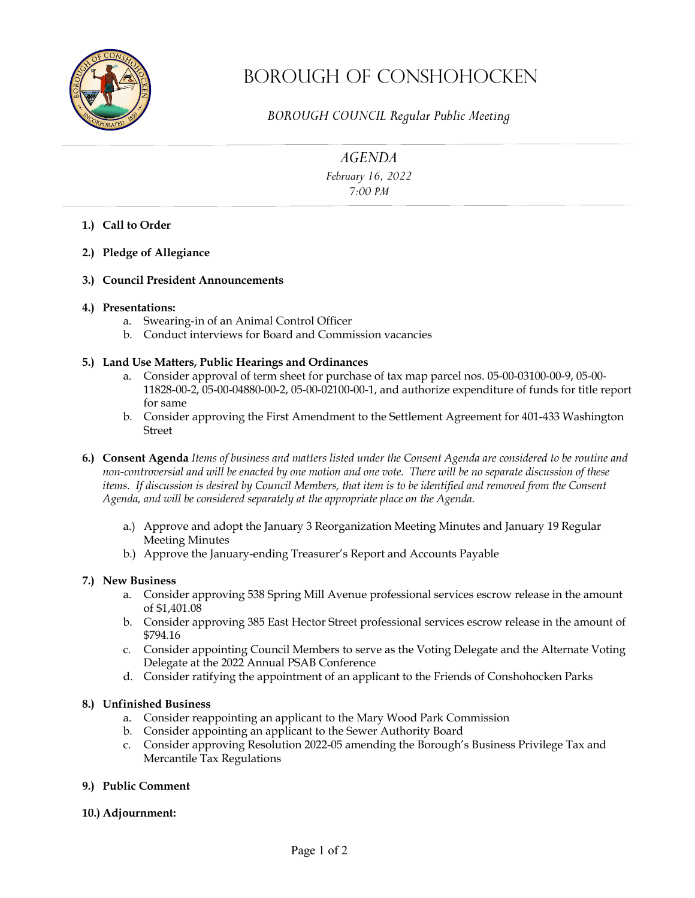# BOROUGH OF CONSHOHOCKEN

*BOROUGH COUNCIL Regular Public Meeting*

## *AGENDA*

*February 16, 2022*
*7:00 PM*

**1.) Call to Order**

**2.) Pledge of Allegiance**

**3.) Council President Announcements**

**4.) Presentations:**

   a. Swearing-in of an Animal Control Officer
   b. Conduct interviews for Board and Commission vacancies

**5.) Land Use Matters, Public Hearings and Ordinances**

   a. Consider approval of term sheet for purchase of tax map parcel nos. 05-00-03100-00-9, 05-00-11828-00-2, 05-00-04880-00-2, 05-00-02100-00-1, and authorize expenditure of funds for title report for same
   b. Consider approving the First Amendment to the Settlement Agreement for 401-433 Washington Street

**6.) Consent Agenda** *Items of business and matters listed under the Consent Agenda are considered to be routine and non-controversial and will be enacted by one motion and one vote. There will be no separate discussion of these items. If discussion is desired by Council Members, that item is to be identified and removed from the Consent Agenda, and will be considered separately at the appropriate place on the Agenda.*

   a.) Approve and adopt the January 3 Reorganization Meeting Minutes and January 19 Regular Meeting Minutes
   b.) Approve the January-ending Treasurer's Report and Accounts Payable

**7.) New Business**

   a. Consider approving 538 Spring Mill Avenue professional services escrow release in the amount of $1,401.08
   b. Consider approving 385 East Hector Street professional services escrow release in the amount of $794.16
   c. Consider appointing Council Members to serve as the Voting Delegate and the Alternate Voting Delegate at the 2022 Annual PSAB Conference
   d. Consider ratifying the appointment of an applicant to the Friends of Conshohocken Parks

**8.) Unfinished Business**

   a. Consider reappointing an applicant to the Mary Wood Park Commission
   b. Consider appointing an applicant to the Sewer Authority Board
   c. Consider approving Resolution 2022-05 amending the Borough's Business Privilege Tax and Mercantile Tax Regulations

**9.) Public Comment**

**10.) Adjournment:**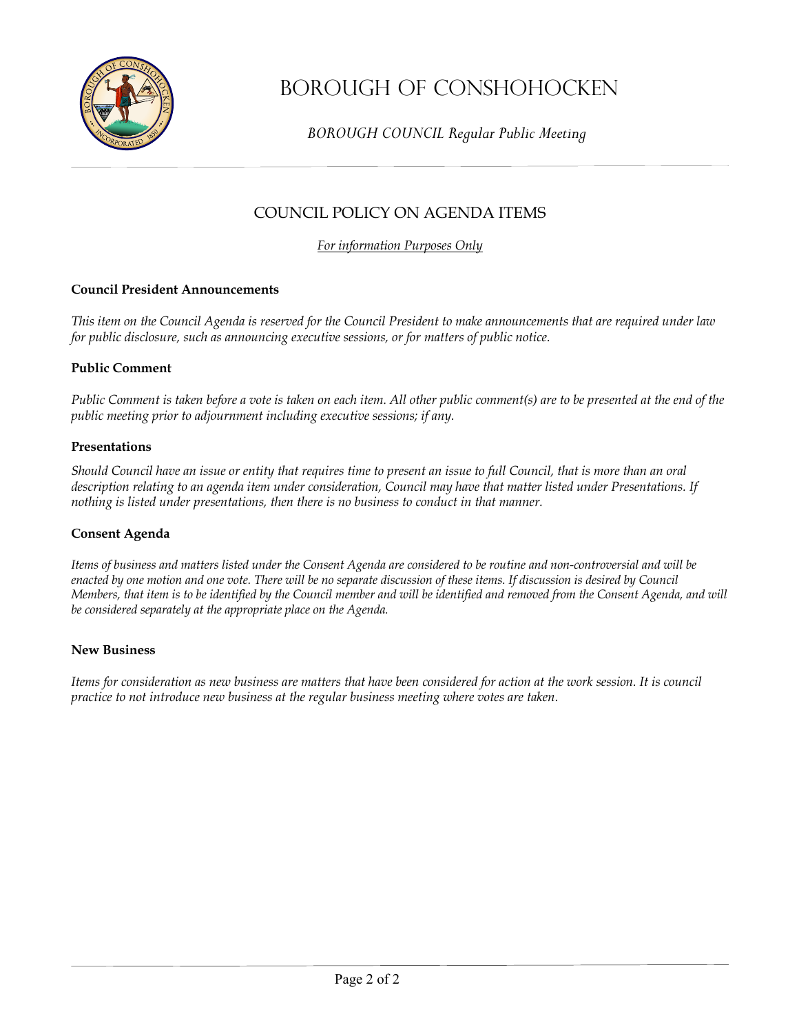# BOROUGH OF CONSHOHOCKEN

*BOROUGH COUNCIL Regular Public Meeting*

## COUNCIL POLICY ON AGENDA ITEMS

*For information Purposes Only*

**Council President Announcements**

*This item on the Council Agenda is reserved for the Council President to make announcements that are required under law for public disclosure, such as announcing executive sessions, or for matters of public notice.*

**Public Comment**

*Public Comment is taken before a vote is taken on each item. All other public comment(s) are to be presented at the end of the public meeting prior to adjournment including executive sessions; if any.*

**Presentations**

*Should Council have an issue or entity that requires time to present an issue to full Council, that is more than an oral description relating to an agenda item under consideration, Council may have that matter listed under Presentations. If nothing is listed under presentations, then there is no business to conduct in that manner.*

**Consent Agenda**

*Items of business and matters listed under the Consent Agenda are considered to be routine and non-controversial and will be enacted by one motion and one vote. There will be no separate discussion of these items. If discussion is desired by Council Members, that item is to be identified by the Council member and will be identified and removed from the Consent Agenda, and will be considered separately at the appropriate place on the Agenda.*

**New Business**

*Items for consideration as new business are matters that have been considered for action at the work session. It is council practice to not introduce new business at the regular business meeting where votes are taken.*